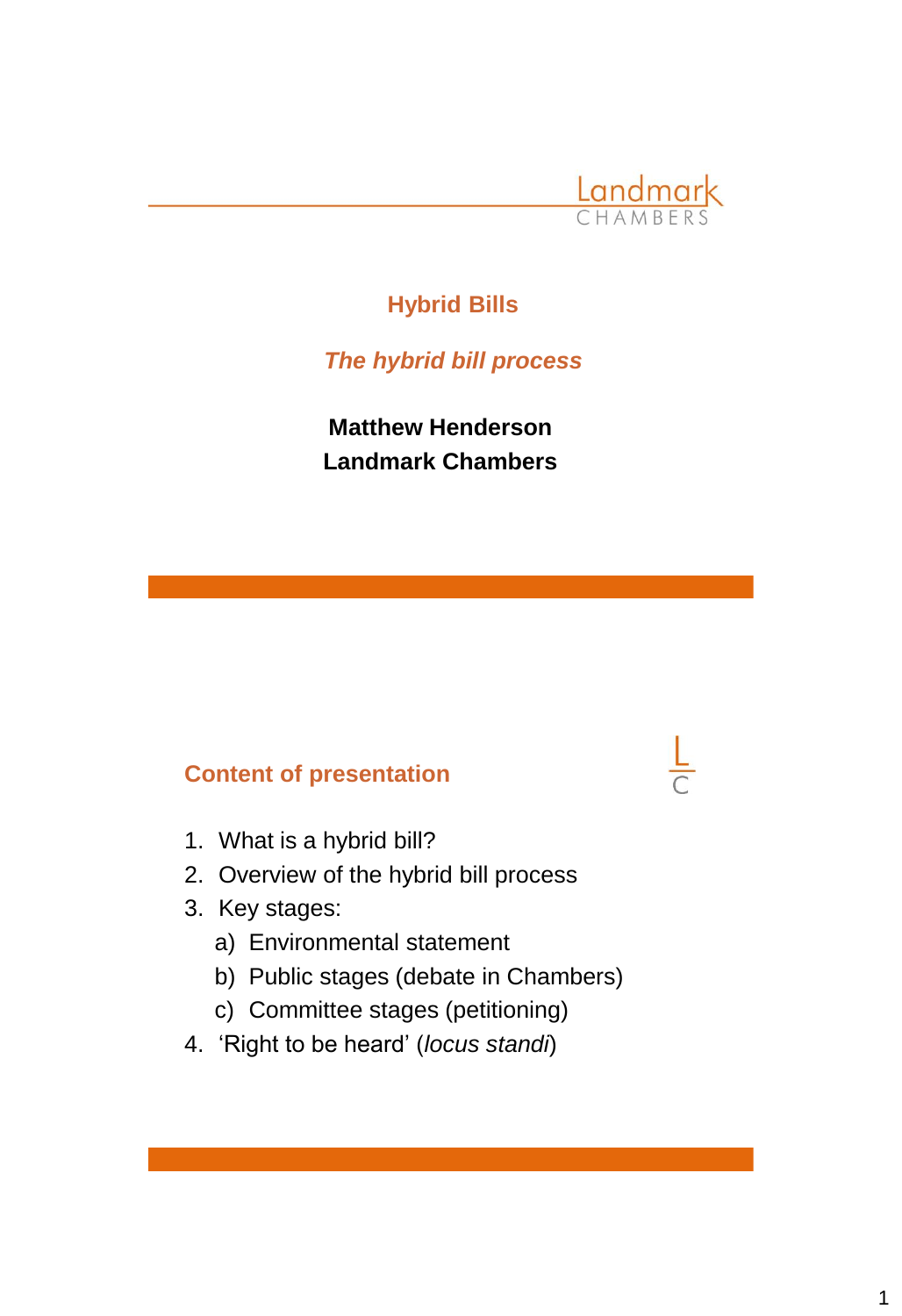Landmark CHAMBERS

# Hybrid Bills

## *The hybrid bill process*

**Matthew Henderson**
**Landmark Chambers**

## Content of presentation

1. What is a hybrid bill?
2. Overview of the hybrid bill process
3. Key stages:
   a) Environmental statement
   b) Public stages (debate in Chambers)
   c) Committee stages (petitioning)
4. 'Right to be heard' (*locus standi*)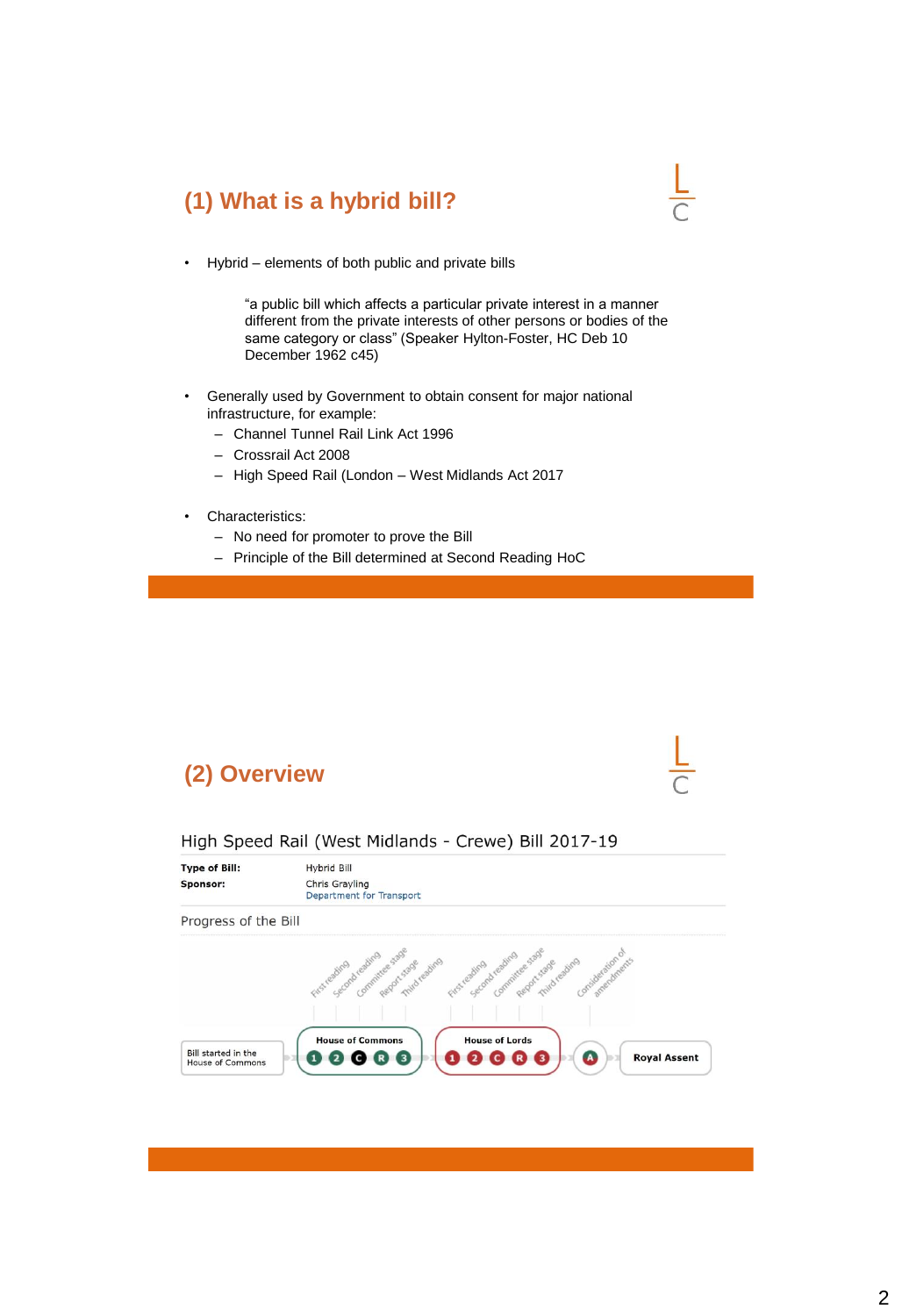## (1) What is a hybrid bill?

- Hybrid – elements of both public and private bills

  > "a public bill which affects a particular private interest in a manner different from the private interests of other persons or bodies of the same category or class" (Speaker Hylton-Foster, HC Deb 10 December 1962 c45)

- Generally used by Government to obtain consent for major national infrastructure, for example:
  - Channel Tunnel Rail Link Act 1996
  - Crossrail Act 2008
  - High Speed Rail (London – West Midlands Act 2017

- Characteristics:
  - No need for promoter to prove the Bill
  - Principle of the Bill determined at Second Reading HoC

## (2) Overview

High Speed Rail (West Midlands - Crewe) Bill 2017-19

| | |
|---|---|
| **Type of Bill:** | Hybrid Bill |
| **Sponsor:** | Chris Grayling<br>Department for Transport |

Progress of the Bill

Bill started in the House of Commons → **House of Commons**: 1 (First reading), 2 (Second reading), C (Committee stage), R (Report stage), 3 (Third reading) → **House of Lords**: 1 (First reading), 2 (Second reading), C (Committee stage), R (Report stage), 3 (Third reading) → A (Consideration of amendments) → **Royal Assent**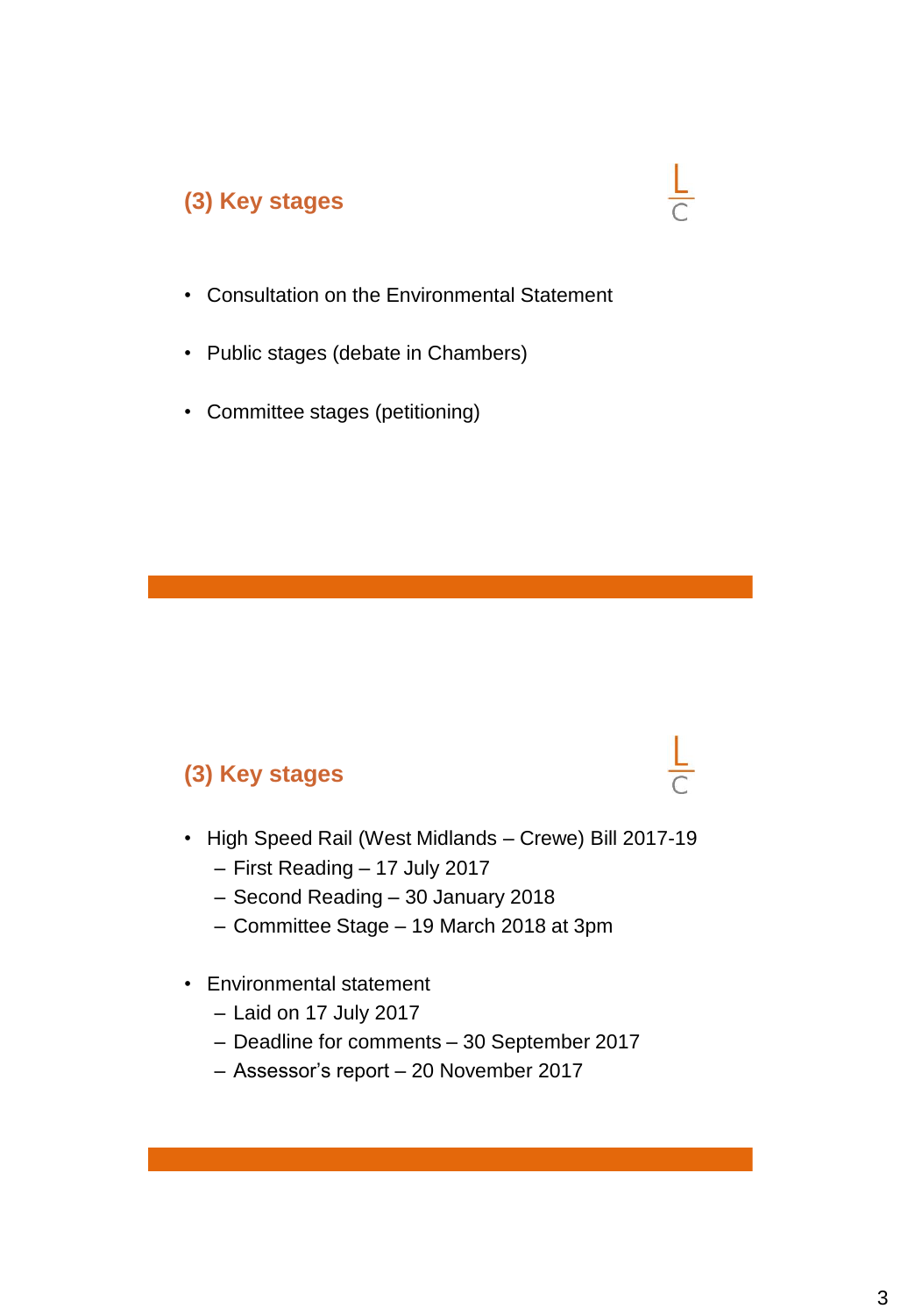## (3) Key stages

- Consultation on the Environmental Statement
- Public stages (debate in Chambers)
- Committee stages (petitioning)

## (3) Key stages

- High Speed Rail (West Midlands – Crewe) Bill 2017-19
  - First Reading – 17 July 2017
  - Second Reading – 30 January 2018
  - Committee Stage – 19 March 2018 at 3pm
- Environmental statement
  - Laid on 17 July 2017
  - Deadline for comments – 30 September 2017
  - Assessor's report – 20 November 2017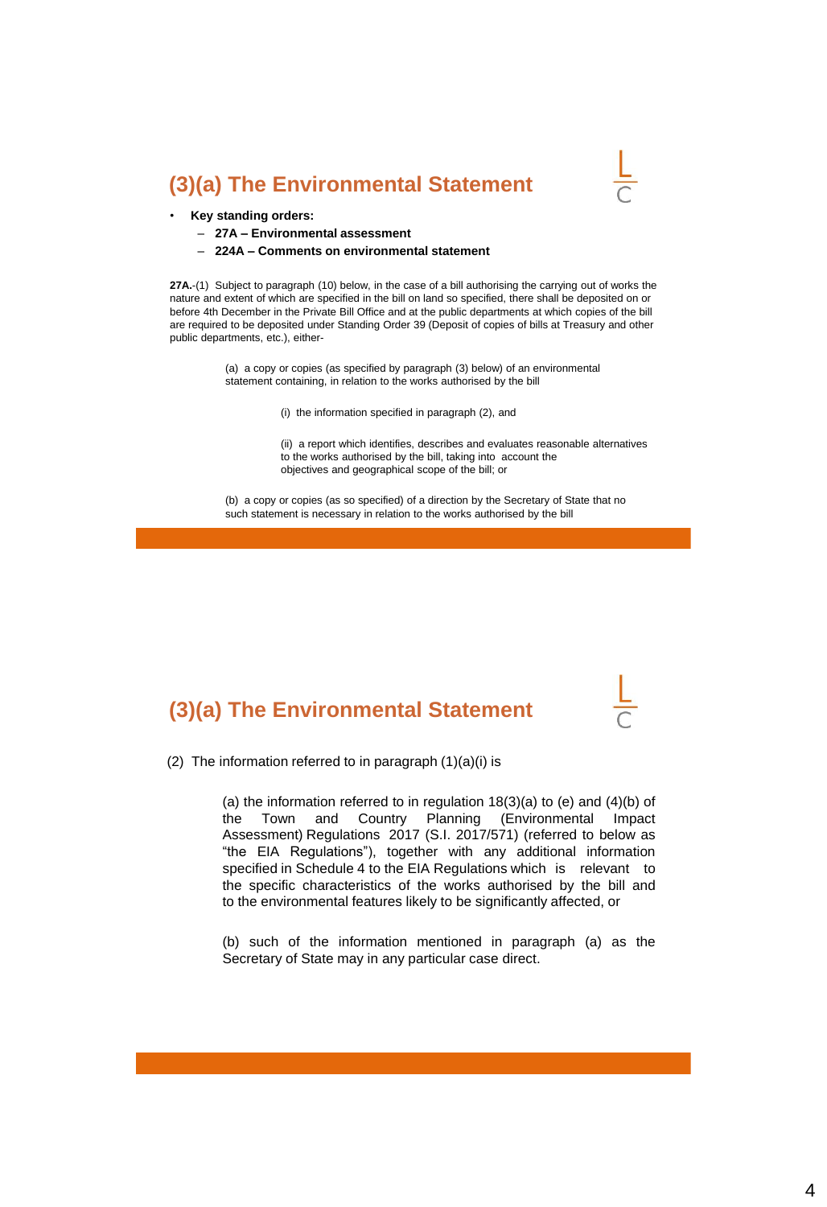## (3)(a) The Environmental Statement

- **Key standing orders:**
  - **27A – Environmental assessment**
  - **224A – Comments on environmental statement**

**27A.**-(1) Subject to paragraph (10) below, in the case of a bill authorising the carrying out of works the nature and extent of which are specified in the bill on land so specified, there shall be deposited on or before 4th December in the Private Bill Office and at the public departments at which copies of the bill are required to be deposited under Standing Order 39 (Deposit of copies of bills at Treasury and other public departments, etc.), either-

> (a) a copy or copies (as specified by paragraph (3) below) of an environmental statement containing, in relation to the works authorised by the bill
>
> > (i) the information specified in paragraph (2), and
> >
> > (ii) a report which identifies, describes and evaluates reasonable alternatives to the works authorised by the bill, taking into account the objectives and geographical scope of the bill; or
>
> (b) a copy or copies (as so specified) of a direction by the Secretary of State that no such statement is necessary in relation to the works authorised by the bill

## (3)(a) The Environmental Statement

(2) The information referred to in paragraph (1)(a)(i) is

> (a) the information referred to in regulation 18(3)(a) to (e) and (4)(b) of the Town and Country Planning (Environmental Impact Assessment) Regulations 2017 (S.I. 2017/571) (referred to below as "the EIA Regulations"), together with any additional information specified in Schedule 4 to the EIA Regulations which is relevant to the specific characteristics of the works authorised by the bill and to the environmental features likely to be significantly affected, or
>
> (b) such of the information mentioned in paragraph (a) as the Secretary of State may in any particular case direct.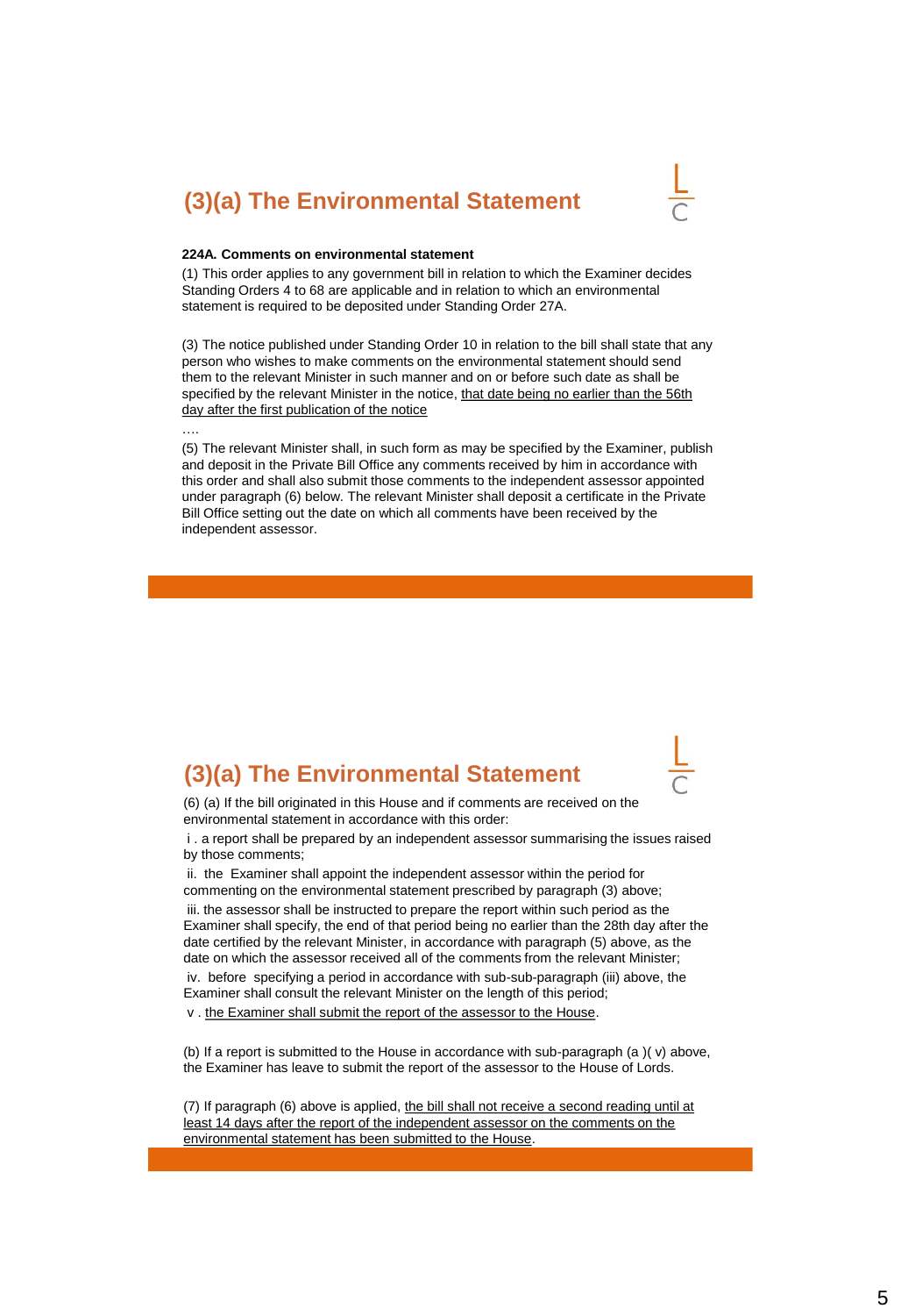## (3)(a) The Environmental Statement

**224A. Comments on environmental statement**

(1) This order applies to any government bill in relation to which the Examiner decides Standing Orders 4 to 68 are applicable and in relation to which an environmental statement is required to be deposited under Standing Order 27A.

(3) The notice published under Standing Order 10 in relation to the bill shall state that any person who wishes to make comments on the environmental statement should send them to the relevant Minister in such manner and on or before such date as shall be specified by the relevant Minister in the notice, <u>that date being no earlier than the 56th day after the first publication of the notice</u>

….

(5) The relevant Minister shall, in such form as may be specified by the Examiner, publish and deposit in the Private Bill Office any comments received by him in accordance with this order and shall also submit those comments to the independent assessor appointed under paragraph (6) below. The relevant Minister shall deposit a certificate in the Private Bill Office setting out the date on which all comments have been received by the independent assessor.

## (3)(a) The Environmental Statement

(6) (a) If the bill originated in this House and if comments are received on the environmental statement in accordance with this order:

i . a report shall be prepared by an independent assessor summarising the issues raised by those comments;

ii. the Examiner shall appoint the independent assessor within the period for commenting on the environmental statement prescribed by paragraph (3) above;

iii. the assessor shall be instructed to prepare the report within such period as the Examiner shall specify, the end of that period being no earlier than the 28th day after the date certified by the relevant Minister, in accordance with paragraph (5) above, as the date on which the assessor received all of the comments from the relevant Minister;

iv. before specifying a period in accordance with sub-sub-paragraph (iii) above, the Examiner shall consult the relevant Minister on the length of this period;

v . <u>the Examiner shall submit the report of the assessor to the House</u>.

(b) If a report is submitted to the House in accordance with sub-paragraph (a )( v) above, the Examiner has leave to submit the report of the assessor to the House of Lords.

(7) If paragraph (6) above is applied, <u>the bill shall not receive a second reading until at least 14 days after the report of the independent assessor on the comments on the environmental statement has been submitted to the House</u>.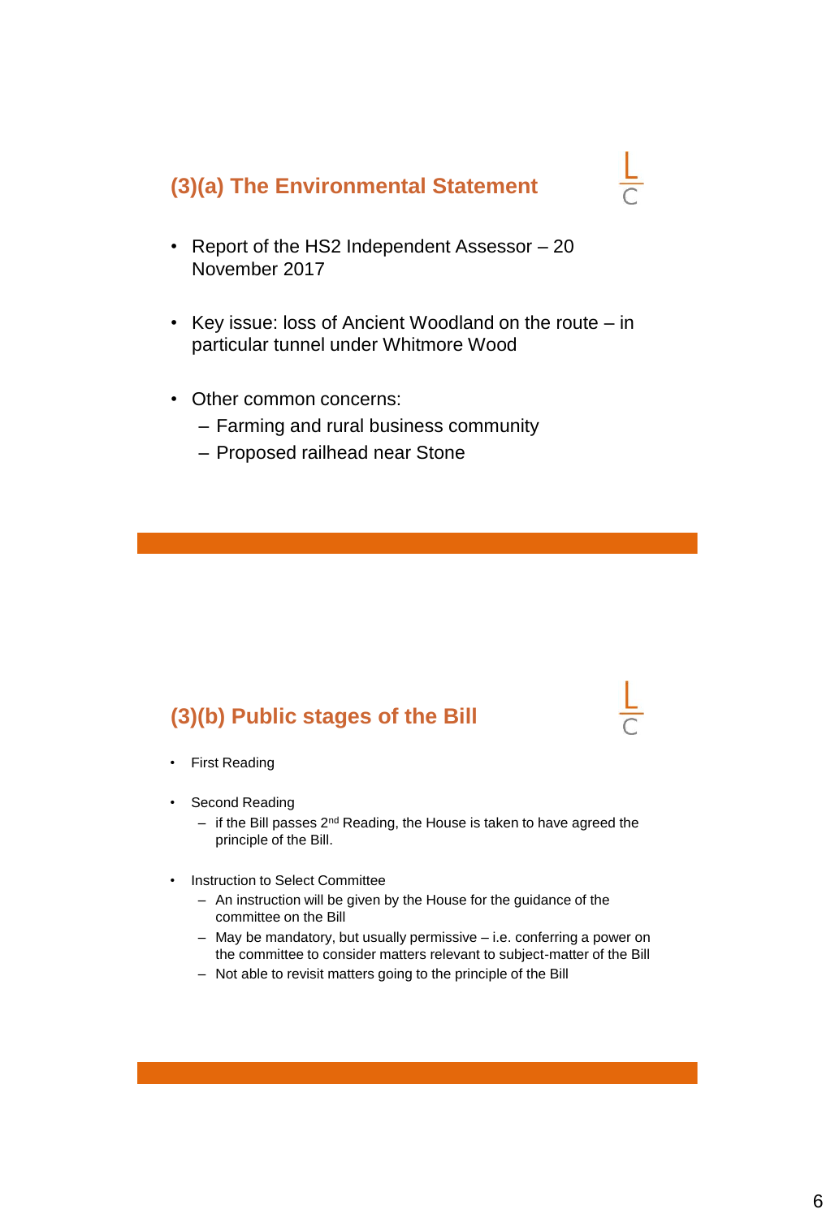## (3)(a) The Environmental Statement

- Report of the HS2 Independent Assessor – 20 November 2017
- Key issue: loss of Ancient Woodland on the route – in particular tunnel under Whitmore Wood
- Other common concerns:
  - Farming and rural business community
  - Proposed railhead near Stone

## (3)(b) Public stages of the Bill

- First Reading
- Second Reading
  - if the Bill passes 2nd Reading, the House is taken to have agreed the principle of the Bill.
- Instruction to Select Committee
  - An instruction will be given by the House for the guidance of the committee on the Bill
  - May be mandatory, but usually permissive – i.e. conferring a power on the committee to consider matters relevant to subject-matter of the Bill
  - Not able to revisit matters going to the principle of the Bill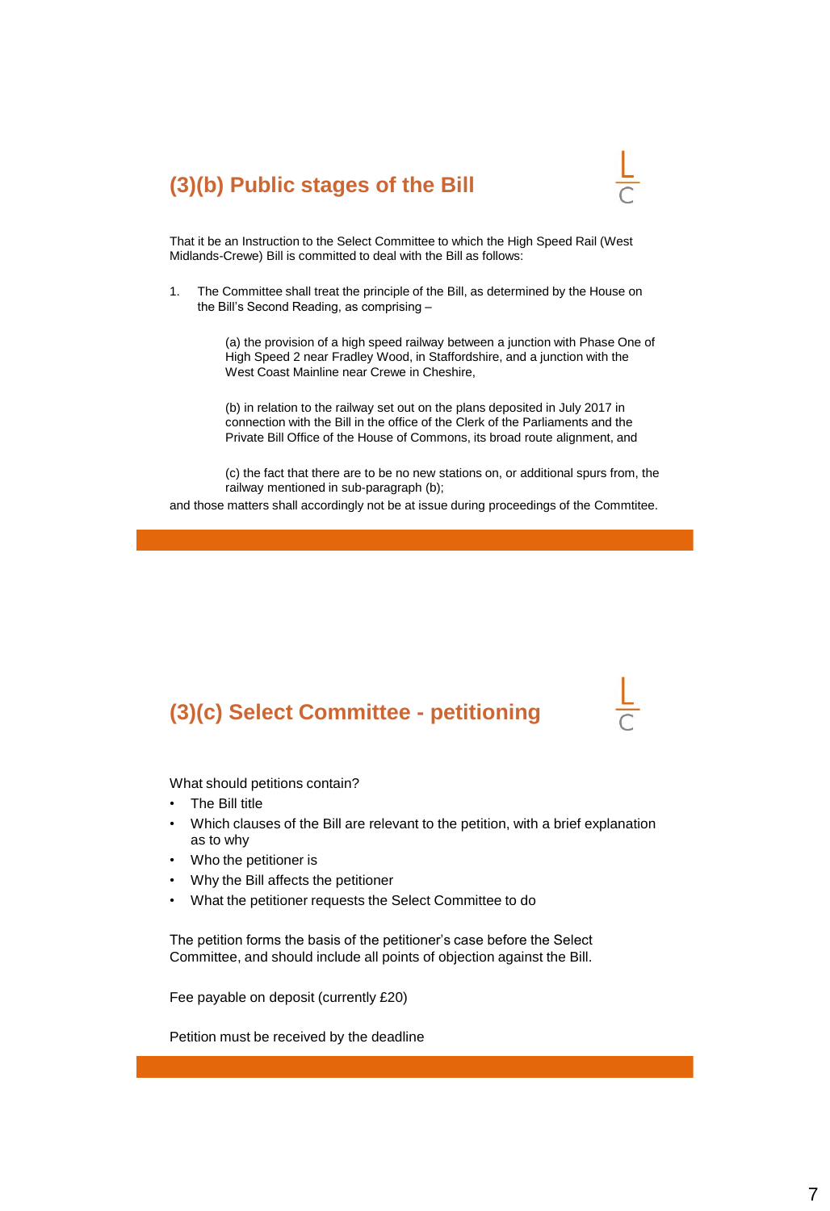## (3)(b) Public stages of the Bill

That it be an Instruction to the Select Committee to which the High Speed Rail (West Midlands-Crewe) Bill is committed to deal with the Bill as follows:

1. The Committee shall treat the principle of the Bill, as determined by the House on the Bill's Second Reading, as comprising –

   (a) the provision of a high speed railway between a junction with Phase One of High Speed 2 near Fradley Wood, in Staffordshire, and a junction with the West Coast Mainline near Crewe in Cheshire,

   (b) in relation to the railway set out on the plans deposited in July 2017 in connection with the Bill in the office of the Clerk of the Parliaments and the Private Bill Office of the House of Commons, its broad route alignment, and

   (c) the fact that there are to be no new stations on, or additional spurs from, the railway mentioned in sub-paragraph (b);

and those matters shall accordingly not be at issue during proceedings of the Commtitee.

## (3)(c) Select Committee - petitioning

What should petitions contain?

- The Bill title
- Which clauses of the Bill are relevant to the petition, with a brief explanation as to why
- Who the petitioner is
- Why the Bill affects the petitioner
- What the petitioner requests the Select Committee to do

The petition forms the basis of the petitioner's case before the Select Committee, and should include all points of objection against the Bill.

Fee payable on deposit (currently £20)

Petition must be received by the deadline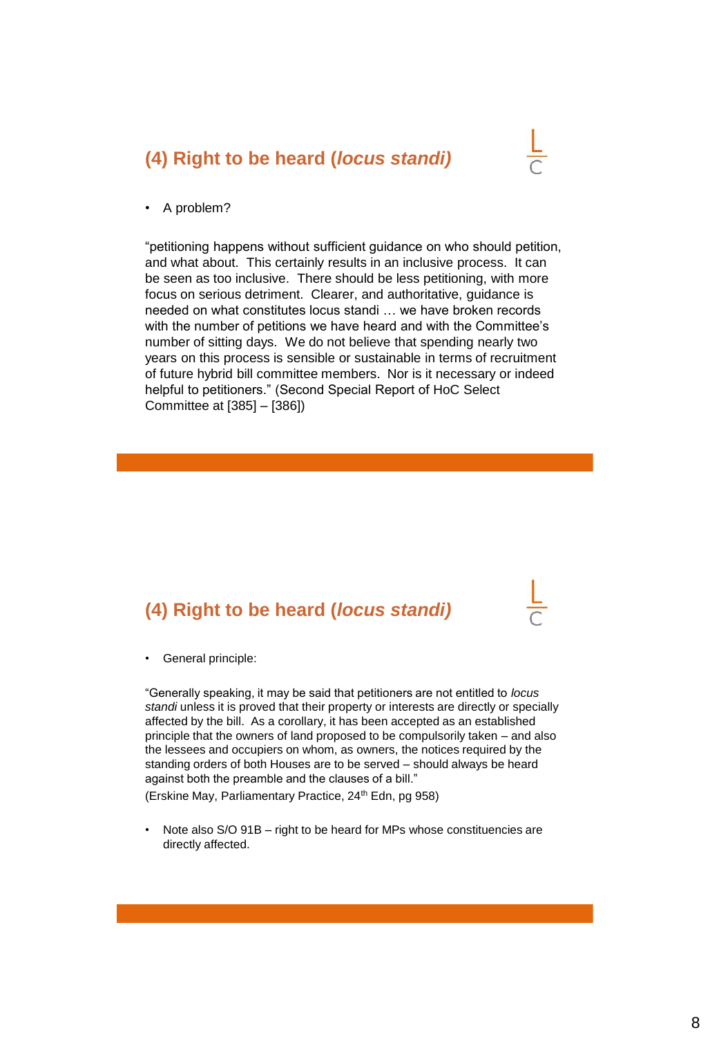## (4) Right to be heard (*locus standi)*

- A problem?

"petitioning happens without sufficient guidance on who should petition, and what about. This certainly results in an inclusive process. It can be seen as too inclusive. There should be less petitioning, with more focus on serious detriment. Clearer, and authoritative, guidance is needed on what constitutes locus standi … we have broken records with the number of petitions we have heard and with the Committee's number of sitting days. We do not believe that spending nearly two years on this process is sensible or sustainable in terms of recruitment of future hybrid bill committee members. Nor is it necessary or indeed helpful to petitioners." (Second Special Report of HoC Select Committee at [385] – [386])

## (4) Right to be heard (*locus standi)*

- General principle:

"Generally speaking, it may be said that petitioners are not entitled to *locus standi* unless it is proved that their property or interests are directly or specially affected by the bill. As a corollary, it has been accepted as an established principle that the owners of land proposed to be compulsorily taken – and also the lessees and occupiers on whom, as owners, the notices required by the standing orders of both Houses are to be served – should always be heard against both the preamble and the clauses of a bill."
(Erskine May, Parliamentary Practice, 24th Edn, pg 958)

- Note also S/O 91B – right to be heard for MPs whose constituencies are directly affected.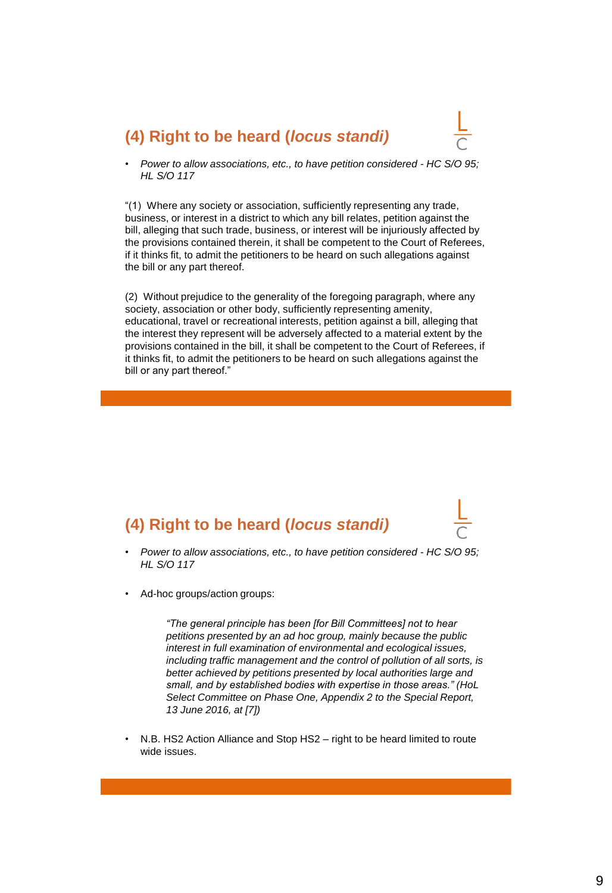## (4) Right to be heard (*locus standi*)

- *Power to allow associations, etc., to have petition considered - HC S/O 95; HL S/O 117*

"(1) Where any society or association, sufficiently representing any trade, business, or interest in a district to which any bill relates, petition against the bill, alleging that such trade, business, or interest will be injuriously affected by the provisions contained therein, it shall be competent to the Court of Referees, if it thinks fit, to admit the petitioners to be heard on such allegations against the bill or any part thereof.

(2) Without prejudice to the generality of the foregoing paragraph, where any society, association or other body, sufficiently representing amenity, educational, travel or recreational interests, petition against a bill, alleging that the interest they represent will be adversely affected to a material extent by the provisions contained in the bill, it shall be competent to the Court of Referees, if it thinks fit, to admit the petitioners to be heard on such allegations against the bill or any part thereof."

## (4) Right to be heard (*locus standi*)

- *Power to allow associations, etc., to have petition considered - HC S/O 95; HL S/O 117*
- Ad-hoc groups/action groups:

> *"The general principle has been [for Bill Committees] not to hear petitions presented by an ad hoc group, mainly because the public interest in full examination of environmental and ecological issues, including traffic management and the control of pollution of all sorts, is better achieved by petitions presented by local authorities large and small, and by established bodies with expertise in those areas." (HoL Select Committee on Phase One, Appendix 2 to the Special Report, 13 June 2016, at [7])*

- N.B. HS2 Action Alliance and Stop HS2 – right to be heard limited to route wide issues.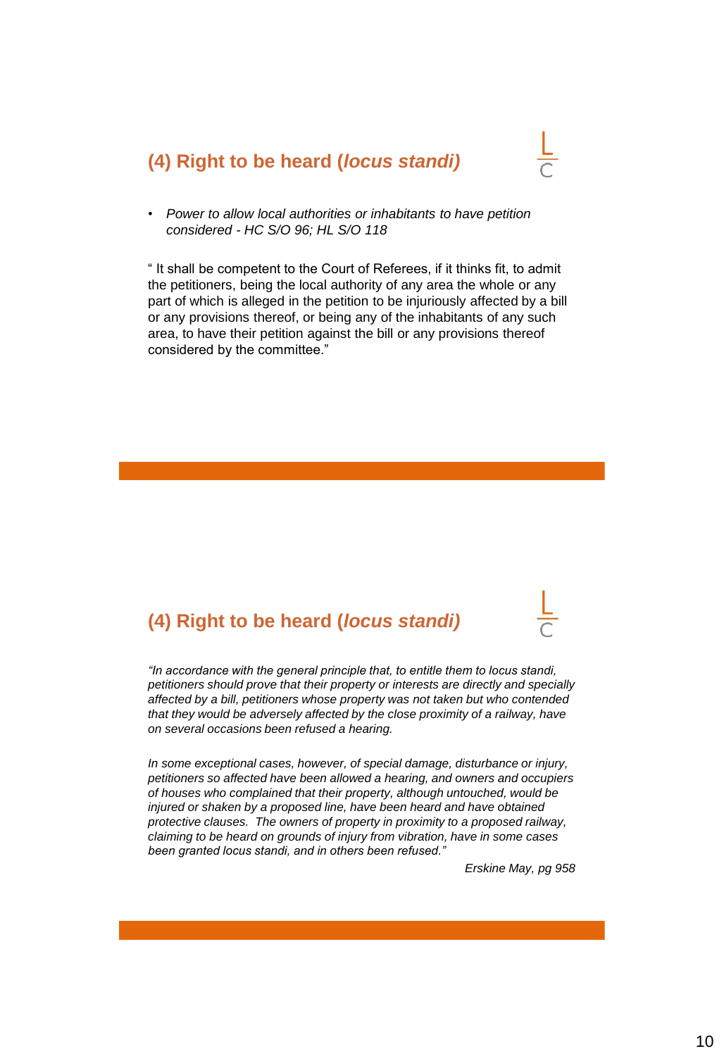## (4) Right to be heard (*locus standi)*

- *Power to allow local authorities or inhabitants to have petition considered - HC S/O 96; HL S/O 118*

" It shall be competent to the Court of Referees, if it thinks fit, to admit the petitioners, being the local authority of any area the whole or any part of which is alleged in the petition to be injuriously affected by a bill or any provisions thereof, or being any of the inhabitants of any such area, to have their petition against the bill or any provisions thereof considered by the committee."

## (4) Right to be heard (*locus standi)*

*"In accordance with the general principle that, to entitle them to locus standi, petitioners should prove that their property or interests are directly and specially affected by a bill, petitioners whose property was not taken but who contended that they would be adversely affected by the close proximity of a railway, have on several occasions been refused a hearing.*

*In some exceptional cases, however, of special damage, disturbance or injury, petitioners so affected have been allowed a hearing, and owners and occupiers of houses who complained that their property, although untouched, would be injured or shaken by a proposed line, have been heard and have obtained protective clauses. The owners of property in proximity to a proposed railway, claiming to be heard on grounds of injury from vibration, have in some cases been granted locus standi, and in others been refused."*

*Erskine May, pg 958*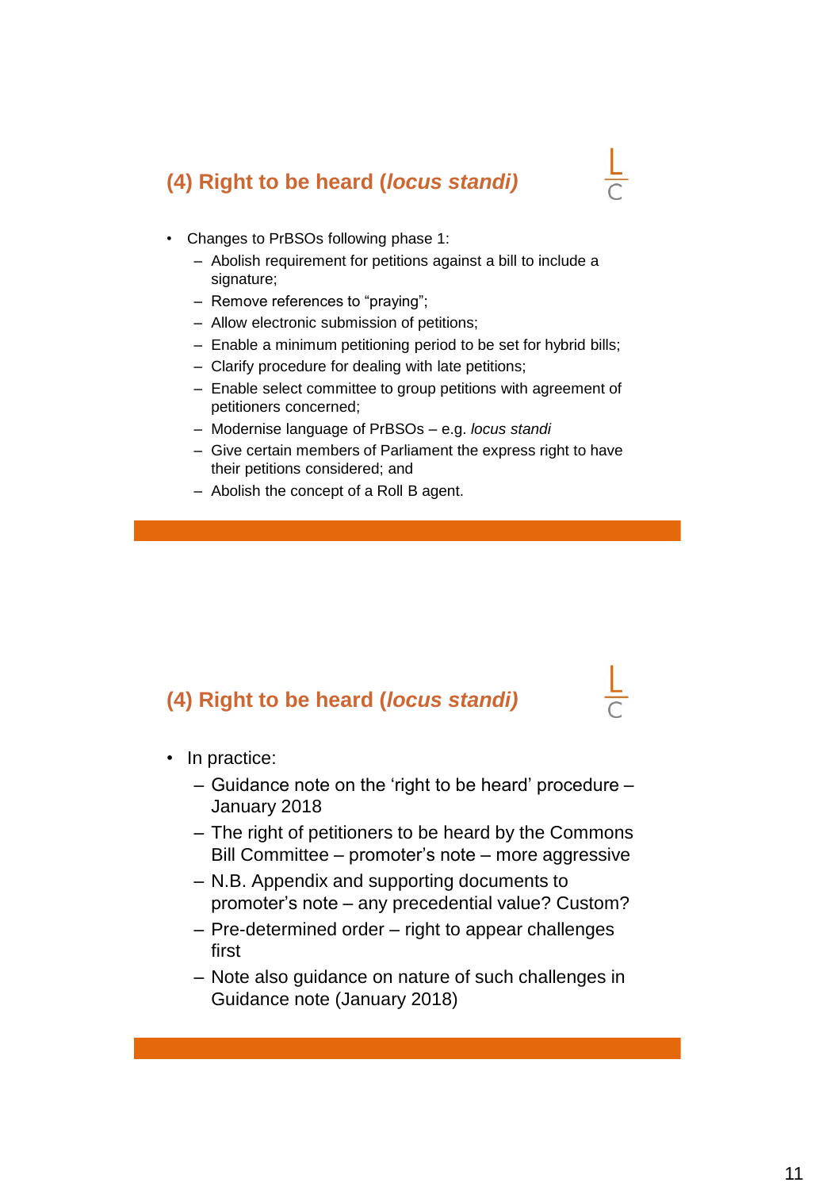## (4) Right to be heard (*locus standi*)

- Changes to PrBSOs following phase 1:
  - Abolish requirement for petitions against a bill to include a signature;
  - Remove references to "praying";
  - Allow electronic submission of petitions;
  - Enable a minimum petitioning period to be set for hybrid bills;
  - Clarify procedure for dealing with late petitions;
  - Enable select committee to group petitions with agreement of petitioners concerned;
  - Modernise language of PrBSOs – e.g. *locus standi*
  - Give certain members of Parliament the express right to have their petitions considered; and
  - Abolish the concept of a Roll B agent.

## (4) Right to be heard (*locus standi*)

- In practice:
  - Guidance note on the 'right to be heard' procedure – January 2018
  - The right of petitioners to be heard by the Commons Bill Committee – promoter's note – more aggressive
  - N.B. Appendix and supporting documents to promoter's note – any precedential value? Custom?
  - Pre-determined order – right to appear challenges first
  - Note also guidance on nature of such challenges in Guidance note (January 2018)